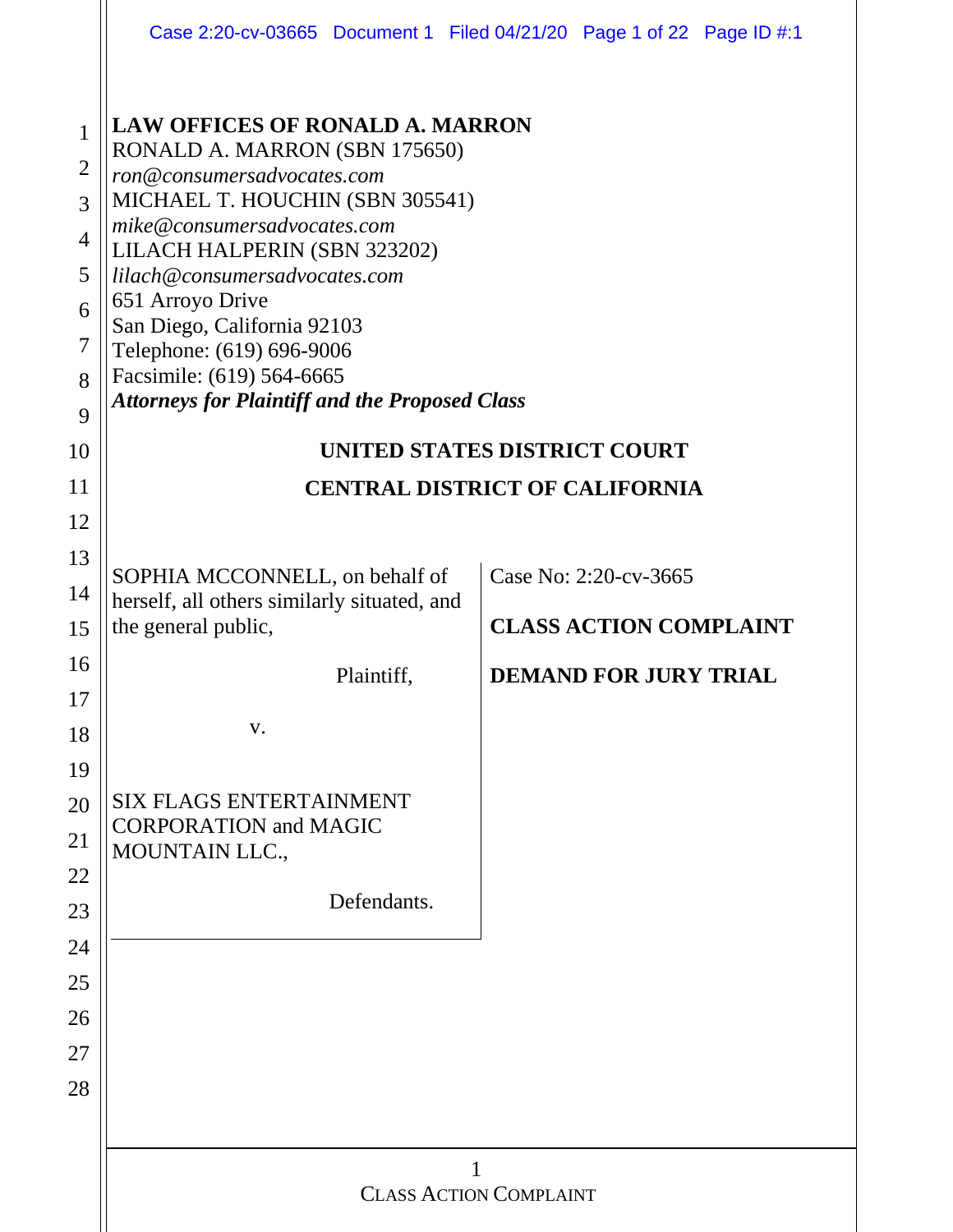**LAW OFFICES OF RONALD A. MARRON**
RONALD A. MARRON (SBN 175650)
*ron@consumersadvocates.com*
MICHAEL T. HOUCHIN (SBN 305541)
*mike@consumersadvocates.com*
LILACH HALPERIN (SBN 323202)
*lilach@consumersadvocates.com*
651 Arroyo Drive
San Diego, California 92103
Telephone: (619) 696-9006
Facsimile: (619) 564-6665
***Attorneys for Plaintiff and the Proposed Class***

**UNITED STATES DISTRICT COURT**

**CENTRAL DISTRICT OF CALIFORNIA**

SOPHIA MCCONNELL, on behalf of herself, all others similarly situated, and the general public,

Plaintiff,

v.

SIX FLAGS ENTERTAINMENT CORPORATION and MAGIC MOUNTAIN LLC.,

Defendants.

Case No: 2:20-cv-3665

**CLASS ACTION COMPLAINT**

**DEMAND FOR JURY TRIAL**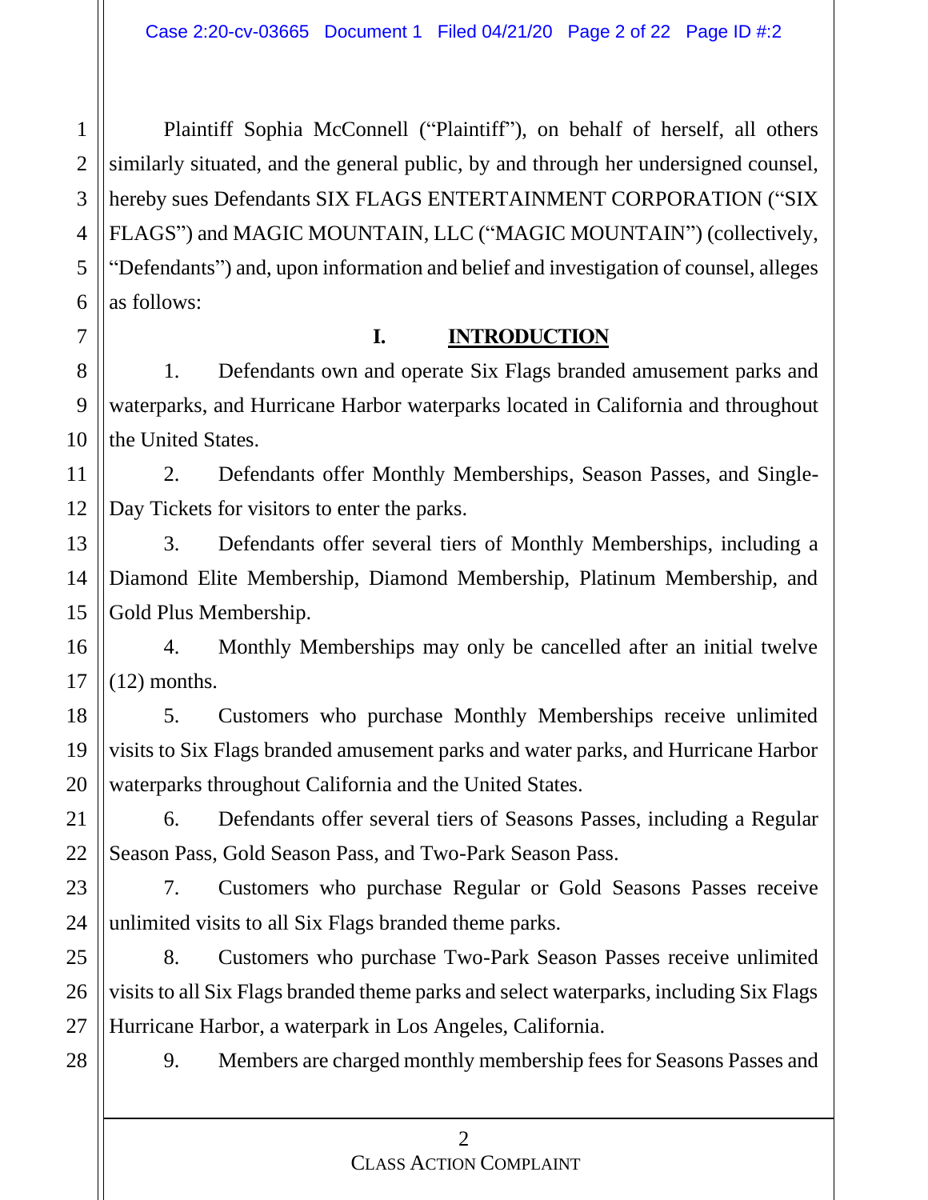Plaintiff Sophia McConnell ("Plaintiff"), on behalf of herself, all others similarly situated, and the general public, by and through her undersigned counsel, hereby sues Defendants SIX FLAGS ENTERTAINMENT CORPORATION ("SIX FLAGS") and MAGIC MOUNTAIN, LLC ("MAGIC MOUNTAIN") (collectively, "Defendants") and, upon information and belief and investigation of counsel, alleges as follows:

## I. INTRODUCTION

1. Defendants own and operate Six Flags branded amusement parks and waterparks, and Hurricane Harbor waterparks located in California and throughout the United States.

2. Defendants offer Monthly Memberships, Season Passes, and Single-Day Tickets for visitors to enter the parks.

3. Defendants offer several tiers of Monthly Memberships, including a Diamond Elite Membership, Diamond Membership, Platinum Membership, and Gold Plus Membership.

4. Monthly Memberships may only be cancelled after an initial twelve (12) months.

5. Customers who purchase Monthly Memberships receive unlimited visits to Six Flags branded amusement parks and water parks, and Hurricane Harbor waterparks throughout California and the United States.

6. Defendants offer several tiers of Seasons Passes, including a Regular Season Pass, Gold Season Pass, and Two-Park Season Pass.

7. Customers who purchase Regular or Gold Seasons Passes receive unlimited visits to all Six Flags branded theme parks.

8. Customers who purchase Two-Park Season Passes receive unlimited visits to all Six Flags branded theme parks and select waterparks, including Six Flags Hurricane Harbor, a waterpark in Los Angeles, California.

9. Members are charged monthly membership fees for Seasons Passes and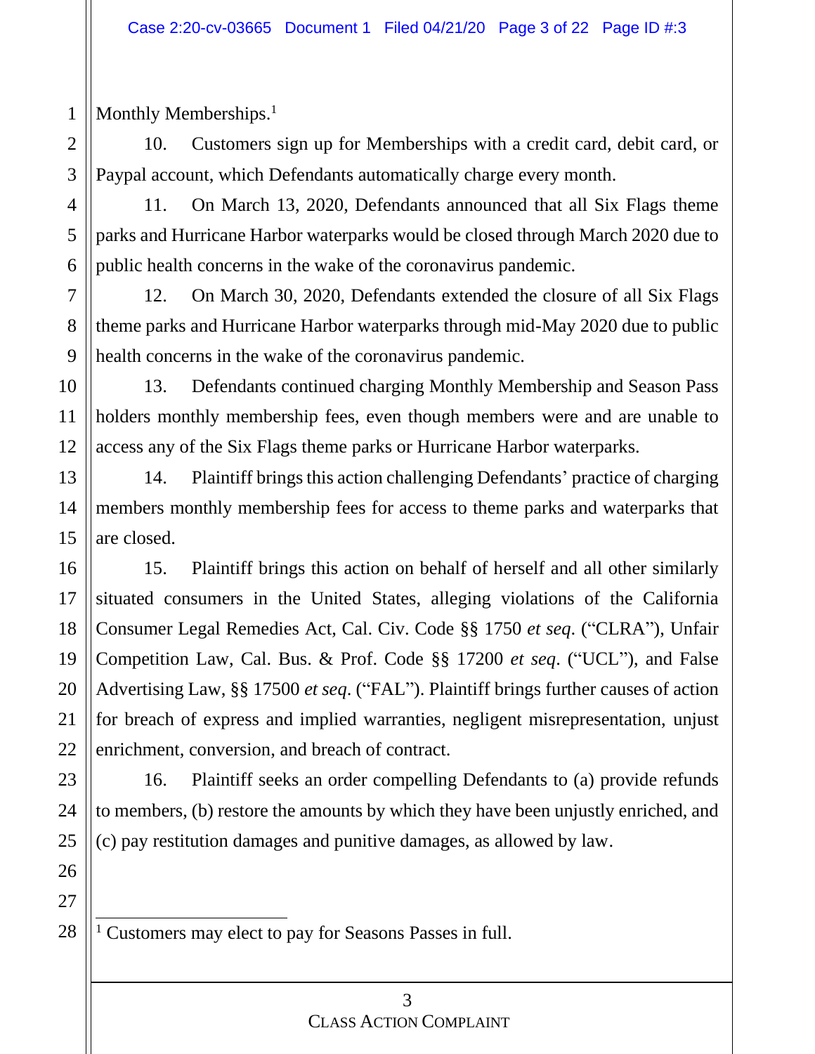Monthly Memberships.[1]

10. Customers sign up for Memberships with a credit card, debit card, or Paypal account, which Defendants automatically charge every month.

11. On March 13, 2020, Defendants announced that all Six Flags theme parks and Hurricane Harbor waterparks would be closed through March 2020 due to public health concerns in the wake of the coronavirus pandemic.

12. On March 30, 2020, Defendants extended the closure of all Six Flags theme parks and Hurricane Harbor waterparks through mid-May 2020 due to public health concerns in the wake of the coronavirus pandemic.

13. Defendants continued charging Monthly Membership and Season Pass holders monthly membership fees, even though members were and are unable to access any of the Six Flags theme parks or Hurricane Harbor waterparks.

14. Plaintiff brings this action challenging Defendants' practice of charging members monthly membership fees for access to theme parks and waterparks that are closed.

15. Plaintiff brings this action on behalf of herself and all other similarly situated consumers in the United States, alleging violations of the California Consumer Legal Remedies Act, Cal. Civ. Code §§ 1750 *et seq*. ("CLRA"), Unfair Competition Law, Cal. Bus. & Prof. Code §§ 17200 *et seq*. ("UCL"), and False Advertising Law, §§ 17500 *et seq*. ("FAL"). Plaintiff brings further causes of action for breach of express and implied warranties, negligent misrepresentation, unjust enrichment, conversion, and breach of contract.

16. Plaintiff seeks an order compelling Defendants to (a) provide refunds to members, (b) restore the amounts by which they have been unjustly enriched, and (c) pay restitution damages and punitive damages, as allowed by law.

---

[1] Customers may elect to pay for Seasons Passes in full.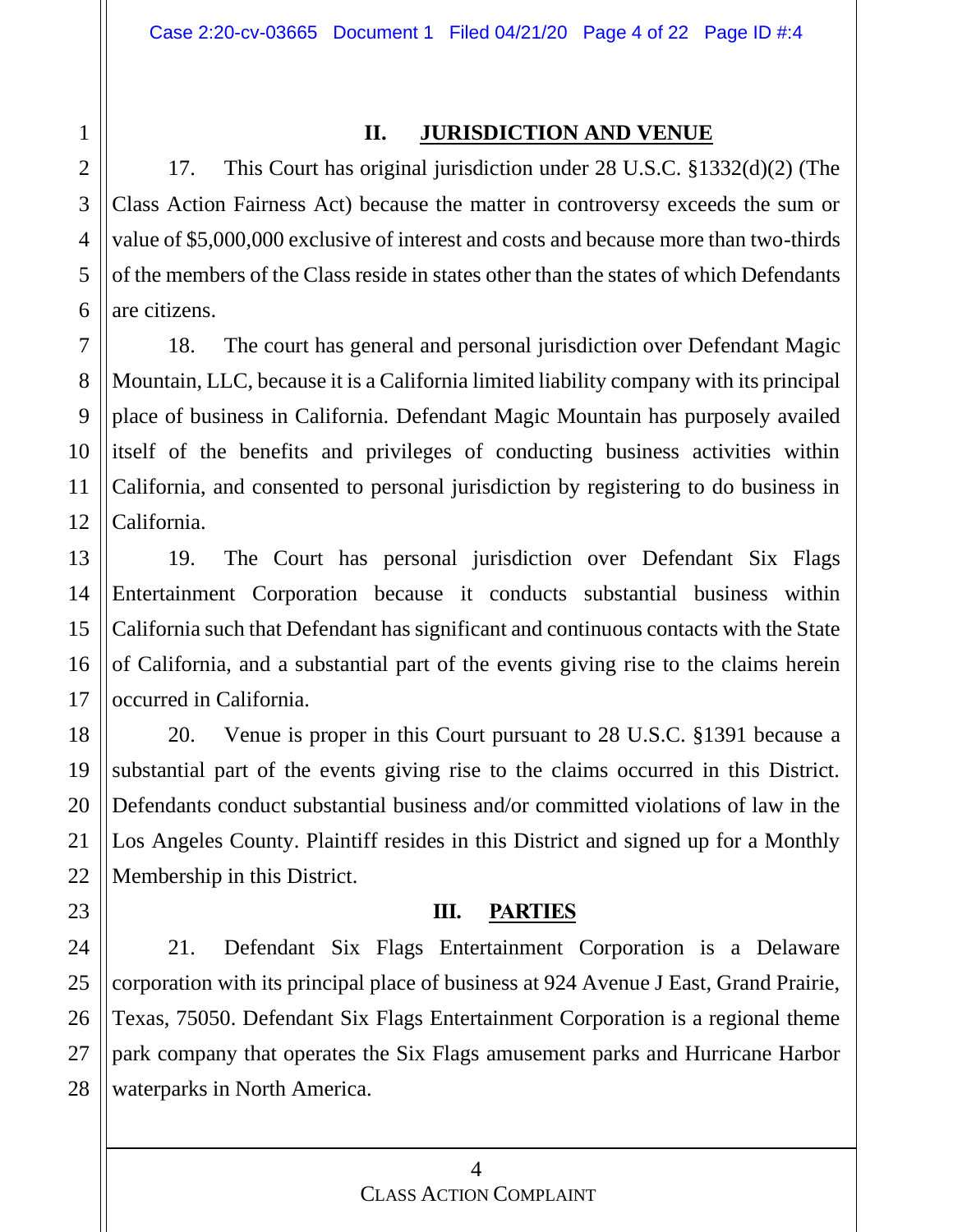## II. JURISDICTION AND VENUE

17. This Court has original jurisdiction under 28 U.S.C. §1332(d)(2) (The Class Action Fairness Act) because the matter in controversy exceeds the sum or value of $5,000,000 exclusive of interest and costs and because more than two-thirds of the members of the Class reside in states other than the states of which Defendants are citizens.

18. The court has general and personal jurisdiction over Defendant Magic Mountain, LLC, because it is a California limited liability company with its principal place of business in California. Defendant Magic Mountain has purposely availed itself of the benefits and privileges of conducting business activities within California, and consented to personal jurisdiction by registering to do business in California.

19. The Court has personal jurisdiction over Defendant Six Flags Entertainment Corporation because it conducts substantial business within California such that Defendant has significant and continuous contacts with the State of California, and a substantial part of the events giving rise to the claims herein occurred in California.

20. Venue is proper in this Court pursuant to 28 U.S.C. §1391 because a substantial part of the events giving rise to the claims occurred in this District. Defendants conduct substantial business and/or committed violations of law in the Los Angeles County. Plaintiff resides in this District and signed up for a Monthly Membership in this District.

## III. PARTIES

21. Defendant Six Flags Entertainment Corporation is a Delaware corporation with its principal place of business at 924 Avenue J East, Grand Prairie, Texas, 75050. Defendant Six Flags Entertainment Corporation is a regional theme park company that operates the Six Flags amusement parks and Hurricane Harbor waterparks in North America.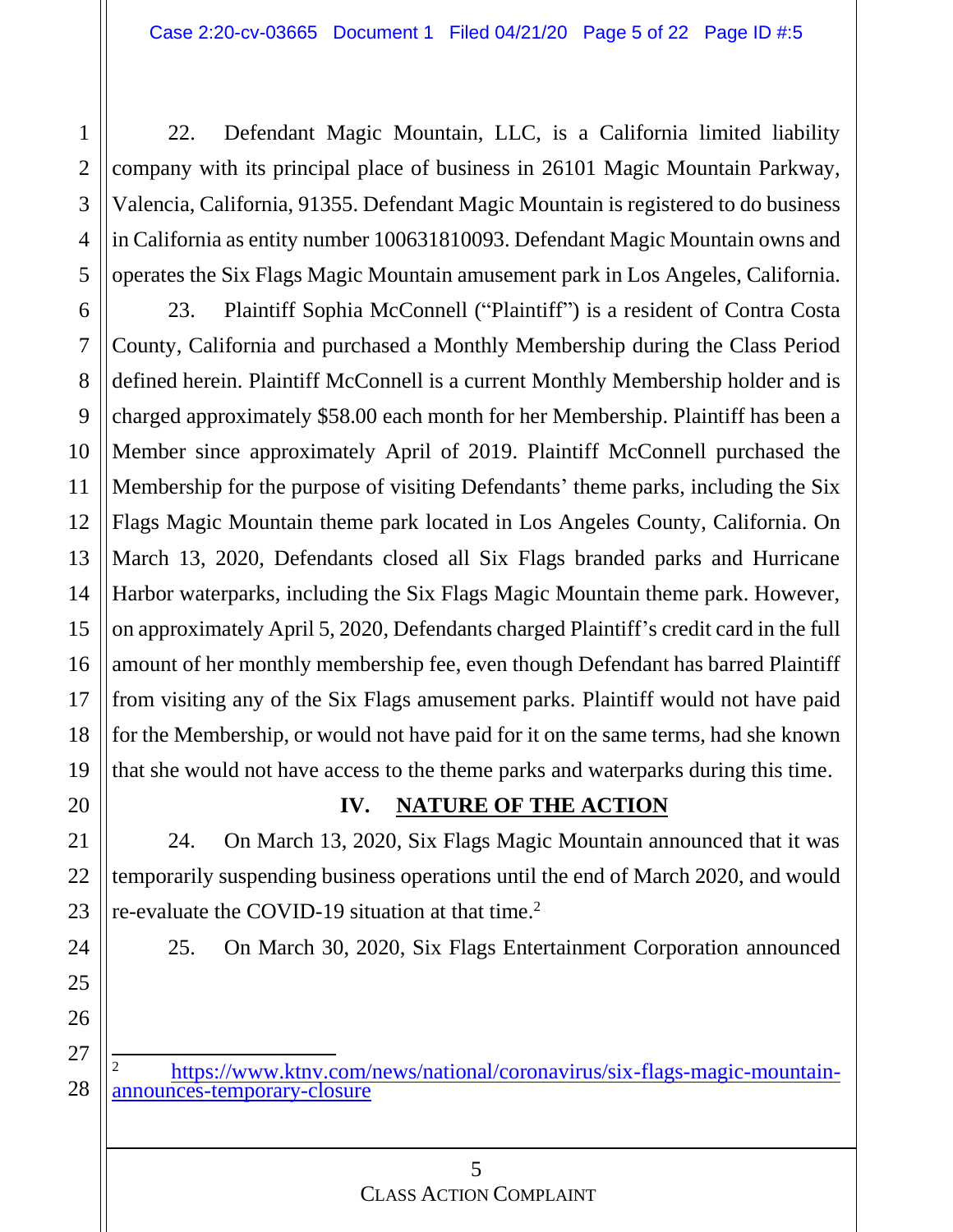22. Defendant Magic Mountain, LLC, is a California limited liability company with its principal place of business in 26101 Magic Mountain Parkway, Valencia, California, 91355. Defendant Magic Mountain is registered to do business in California as entity number 100631810093. Defendant Magic Mountain owns and operates the Six Flags Magic Mountain amusement park in Los Angeles, California.

23. Plaintiff Sophia McConnell ("Plaintiff") is a resident of Contra Costa County, California and purchased a Monthly Membership during the Class Period defined herein. Plaintiff McConnell is a current Monthly Membership holder and is charged approximately $58.00 each month for her Membership. Plaintiff has been a Member since approximately April of 2019. Plaintiff McConnell purchased the Membership for the purpose of visiting Defendants' theme parks, including the Six Flags Magic Mountain theme park located in Los Angeles County, California. On March 13, 2020, Defendants closed all Six Flags branded parks and Hurricane Harbor waterparks, including the Six Flags Magic Mountain theme park. However, on approximately April 5, 2020, Defendants charged Plaintiff's credit card in the full amount of her monthly membership fee, even though Defendant has barred Plaintiff from visiting any of the Six Flags amusement parks. Plaintiff would not have paid for the Membership, or would not have paid for it on the same terms, had she known that she would not have access to the theme parks and waterparks during this time.

## IV. NATURE OF THE ACTION

24. On March 13, 2020, Six Flags Magic Mountain announced that it was temporarily suspending business operations until the end of March 2020, and would re-evaluate the COVID-19 situation at that time.[2]

25. On March 30, 2020, Six Flags Entertainment Corporation announced

---

[2] https://www.ktnv.com/news/national/coronavirus/six-flags-magic-mountain-announces-temporary-closure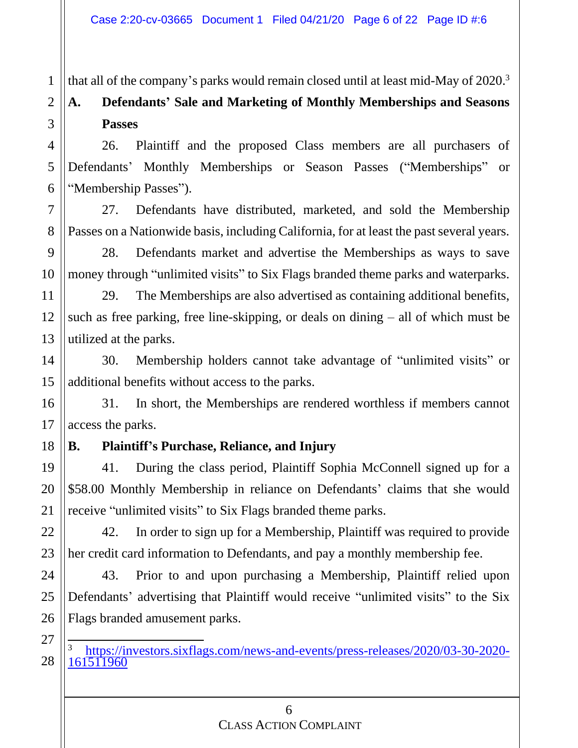that all of the company's parks would remain closed until at least mid-May of 2020.[3]

### A. Defendants' Sale and Marketing of Monthly Memberships and Seasons Passes

26. Plaintiff and the proposed Class members are all purchasers of Defendants' Monthly Memberships or Season Passes ("Memberships" or "Membership Passes").

27. Defendants have distributed, marketed, and sold the Membership Passes on a Nationwide basis, including California, for at least the past several years.

28. Defendants market and advertise the Memberships as ways to save money through "unlimited visits" to Six Flags branded theme parks and waterparks.

29. The Memberships are also advertised as containing additional benefits, such as free parking, free line-skipping, or deals on dining – all of which must be utilized at the parks.

30. Membership holders cannot take advantage of "unlimited visits" or additional benefits without access to the parks.

31. In short, the Memberships are rendered worthless if members cannot access the parks.

### B. Plaintiff's Purchase, Reliance, and Injury

41. During the class period, Plaintiff Sophia McConnell signed up for a $58.00 Monthly Membership in reliance on Defendants' claims that she would receive "unlimited visits" to Six Flags branded theme parks.

42. In order to sign up for a Membership, Plaintiff was required to provide her credit card information to Defendants, and pay a monthly membership fee.

43. Prior to and upon purchasing a Membership, Plaintiff relied upon Defendants' advertising that Plaintiff would receive "unlimited visits" to the Six Flags branded amusement parks.

---

[3] https://investors.sixflags.com/news-and-events/press-releases/2020/03-30-2020-161511960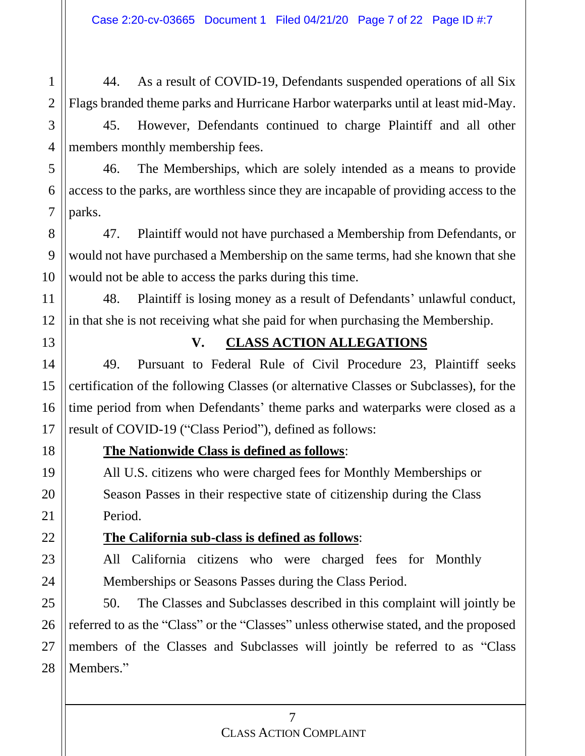44. As a result of COVID-19, Defendants suspended operations of all Six Flags branded theme parks and Hurricane Harbor waterparks until at least mid-May.

45. However, Defendants continued to charge Plaintiff and all other members monthly membership fees.

46. The Memberships, which are solely intended as a means to provide access to the parks, are worthless since they are incapable of providing access to the parks.

47. Plaintiff would not have purchased a Membership from Defendants, or would not have purchased a Membership on the same terms, had she known that she would not be able to access the parks during this time.

48. Plaintiff is losing money as a result of Defendants' unlawful conduct, in that she is not receiving what she paid for when purchasing the Membership.

## V. CLASS ACTION ALLEGATIONS

49. Pursuant to Federal Rule of Civil Procedure 23, Plaintiff seeks certification of the following Classes (or alternative Classes or Subclasses), for the time period from when Defendants' theme parks and waterparks were closed as a result of COVID-19 ("Class Period"), defined as follows:

**The Nationwide Class is defined as follows**:

All U.S. citizens who were charged fees for Monthly Memberships or Season Passes in their respective state of citizenship during the Class Period.

**The California sub-class is defined as follows**:

All California citizens who were charged fees for Monthly Memberships or Seasons Passes during the Class Period.

50. The Classes and Subclasses described in this complaint will jointly be referred to as the "Class" or the "Classes" unless otherwise stated, and the proposed members of the Classes and Subclasses will jointly be referred to as "Class Members."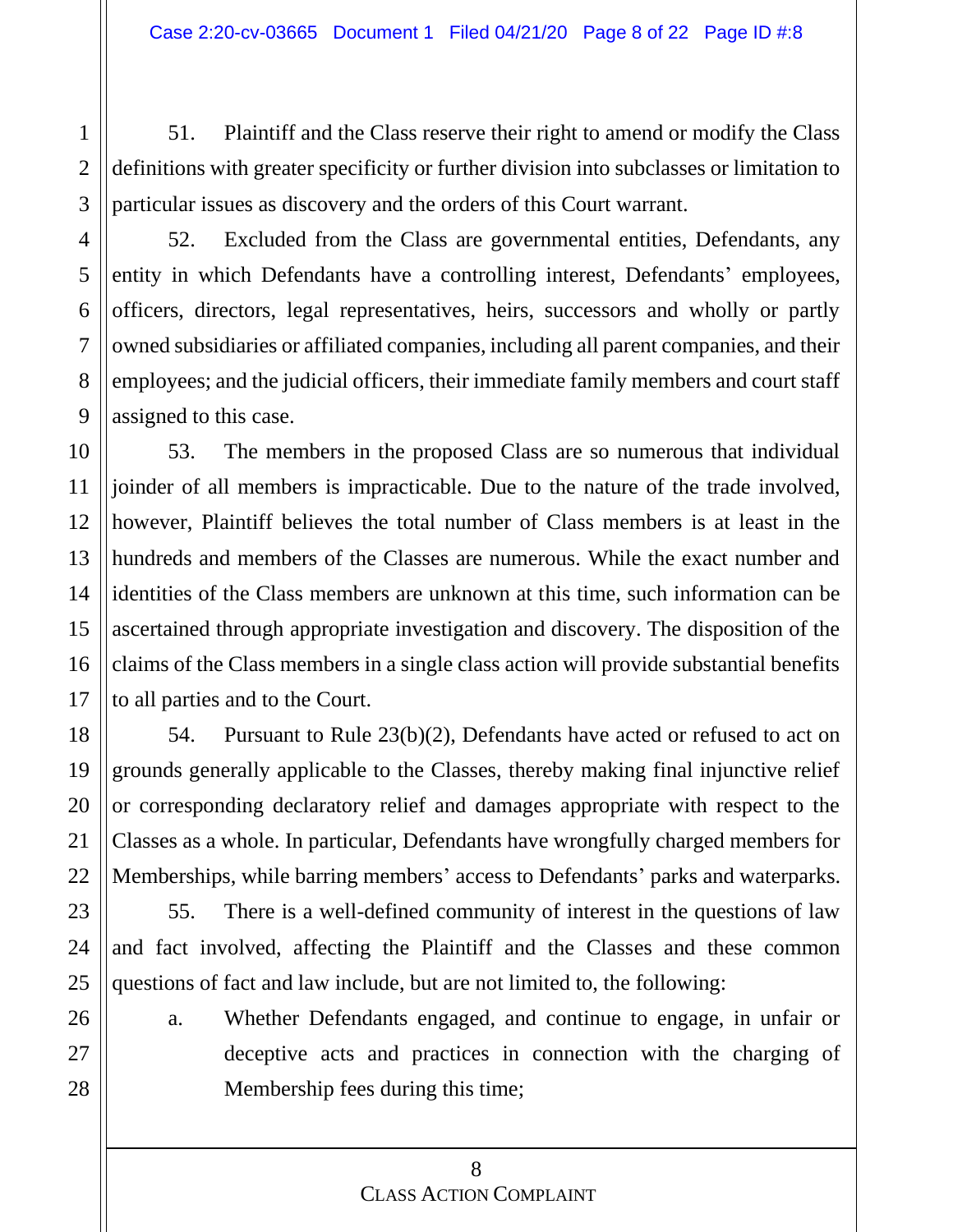51. Plaintiff and the Class reserve their right to amend or modify the Class definitions with greater specificity or further division into subclasses or limitation to particular issues as discovery and the orders of this Court warrant.

52. Excluded from the Class are governmental entities, Defendants, any entity in which Defendants have a controlling interest, Defendants' employees, officers, directors, legal representatives, heirs, successors and wholly or partly owned subsidiaries or affiliated companies, including all parent companies, and their employees; and the judicial officers, their immediate family members and court staff assigned to this case.

53. The members in the proposed Class are so numerous that individual joinder of all members is impracticable. Due to the nature of the trade involved, however, Plaintiff believes the total number of Class members is at least in the hundreds and members of the Classes are numerous. While the exact number and identities of the Class members are unknown at this time, such information can be ascertained through appropriate investigation and discovery. The disposition of the claims of the Class members in a single class action will provide substantial benefits to all parties and to the Court.

54. Pursuant to Rule 23(b)(2), Defendants have acted or refused to act on grounds generally applicable to the Classes, thereby making final injunctive relief or corresponding declaratory relief and damages appropriate with respect to the Classes as a whole. In particular, Defendants have wrongfully charged members for Memberships, while barring members' access to Defendants' parks and waterparks.

55. There is a well-defined community of interest in the questions of law and fact involved, affecting the Plaintiff and the Classes and these common questions of fact and law include, but are not limited to, the following:

a. Whether Defendants engaged, and continue to engage, in unfair or deceptive acts and practices in connection with the charging of Membership fees during this time;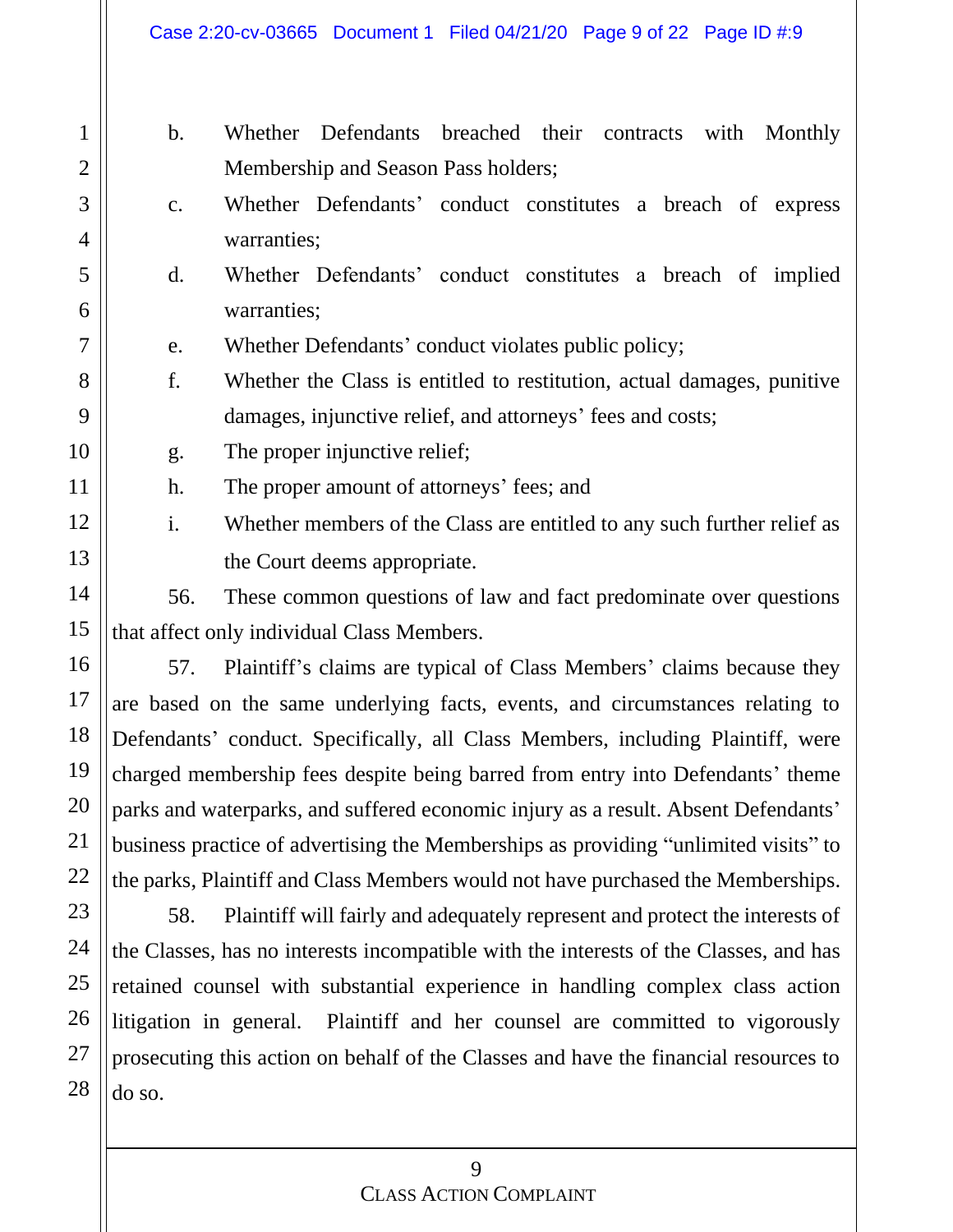b. Whether Defendants breached their contracts with Monthly Membership and Season Pass holders;

c. Whether Defendants' conduct constitutes a breach of express warranties;

d. Whether Defendants' conduct constitutes a breach of implied warranties;

e. Whether Defendants' conduct violates public policy;

f. Whether the Class is entitled to restitution, actual damages, punitive damages, injunctive relief, and attorneys' fees and costs;

g. The proper injunctive relief;

h. The proper amount of attorneys' fees; and

i. Whether members of the Class are entitled to any such further relief as the Court deems appropriate.

56. These common questions of law and fact predominate over questions that affect only individual Class Members.

57. Plaintiff's claims are typical of Class Members' claims because they are based on the same underlying facts, events, and circumstances relating to Defendants' conduct. Specifically, all Class Members, including Plaintiff, were charged membership fees despite being barred from entry into Defendants' theme parks and waterparks, and suffered economic injury as a result. Absent Defendants' business practice of advertising the Memberships as providing "unlimited visits" to the parks, Plaintiff and Class Members would not have purchased the Memberships.

58. Plaintiff will fairly and adequately represent and protect the interests of the Classes, has no interests incompatible with the interests of the Classes, and has retained counsel with substantial experience in handling complex class action litigation in general. Plaintiff and her counsel are committed to vigorously prosecuting this action on behalf of the Classes and have the financial resources to do so.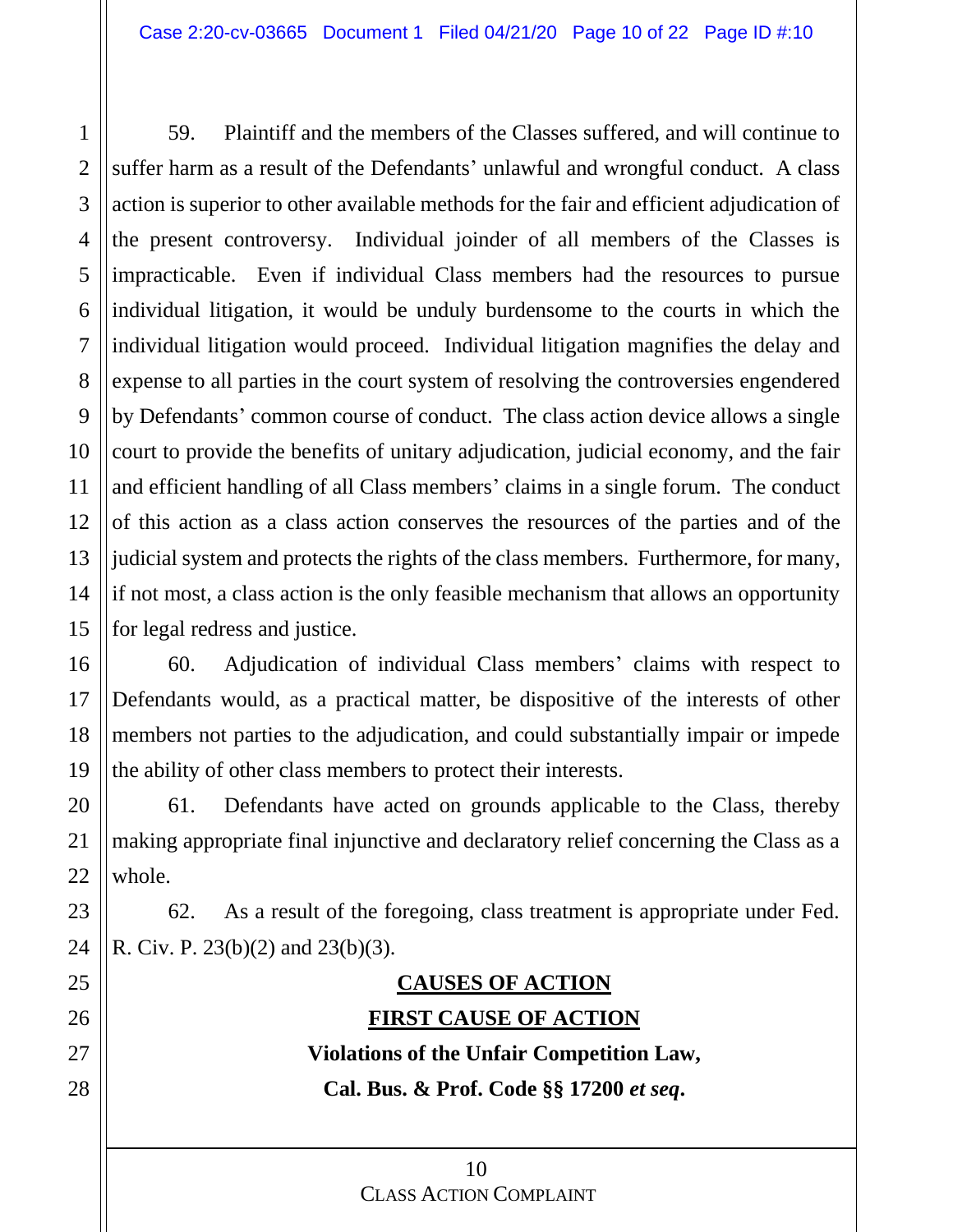59. Plaintiff and the members of the Classes suffered, and will continue to suffer harm as a result of the Defendants' unlawful and wrongful conduct. A class action is superior to other available methods for the fair and efficient adjudication of the present controversy. Individual joinder of all members of the Classes is impracticable. Even if individual Class members had the resources to pursue individual litigation, it would be unduly burdensome to the courts in which the individual litigation would proceed. Individual litigation magnifies the delay and expense to all parties in the court system of resolving the controversies engendered by Defendants' common course of conduct. The class action device allows a single court to provide the benefits of unitary adjudication, judicial economy, and the fair and efficient handling of all Class members' claims in a single forum. The conduct of this action as a class action conserves the resources of the parties and of the judicial system and protects the rights of the class members. Furthermore, for many, if not most, a class action is the only feasible mechanism that allows an opportunity for legal redress and justice.

60. Adjudication of individual Class members' claims with respect to Defendants would, as a practical matter, be dispositive of the interests of other members not parties to the adjudication, and could substantially impair or impede the ability of other class members to protect their interests.

61. Defendants have acted on grounds applicable to the Class, thereby making appropriate final injunctive and declaratory relief concerning the Class as a whole.

62. As a result of the foregoing, class treatment is appropriate under Fed. R. Civ. P. 23(b)(2) and 23(b)(3).

## CAUSES OF ACTION

## FIRST CAUSE OF ACTION

### Violations of the Unfair Competition Law, Cal. Bus. & Prof. Code §§ 17200 *et seq*.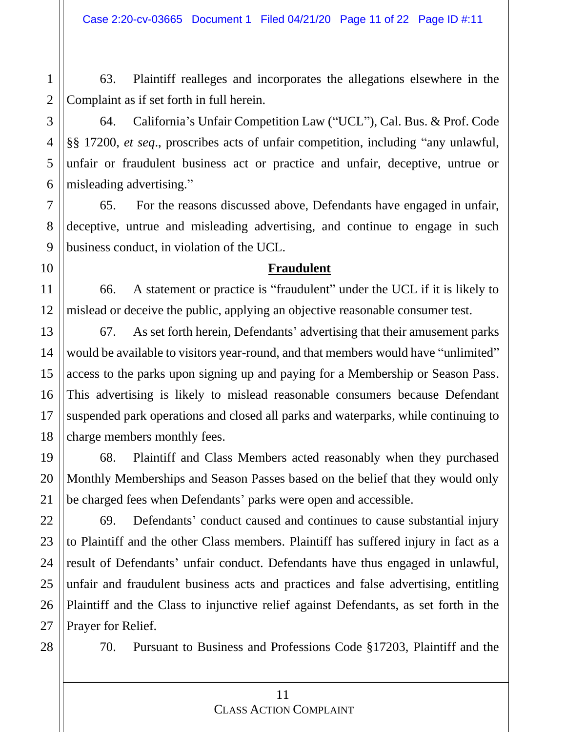63. Plaintiff realleges and incorporates the allegations elsewhere in the Complaint as if set forth in full herein.

64. California's Unfair Competition Law ("UCL"), Cal. Bus. & Prof. Code §§ 17200, *et seq*., proscribes acts of unfair competition, including "any unlawful, unfair or fraudulent business act or practice and unfair, deceptive, untrue or misleading advertising."

65. For the reasons discussed above, Defendants have engaged in unfair, deceptive, untrue and misleading advertising, and continue to engage in such business conduct, in violation of the UCL.

**Fraudulent**

66. A statement or practice is "fraudulent" under the UCL if it is likely to mislead or deceive the public, applying an objective reasonable consumer test.

67. As set forth herein, Defendants' advertising that their amusement parks would be available to visitors year-round, and that members would have "unlimited" access to the parks upon signing up and paying for a Membership or Season Pass. This advertising is likely to mislead reasonable consumers because Defendant suspended park operations and closed all parks and waterparks, while continuing to charge members monthly fees.

68. Plaintiff and Class Members acted reasonably when they purchased Monthly Memberships and Season Passes based on the belief that they would only be charged fees when Defendants' parks were open and accessible.

69. Defendants' conduct caused and continues to cause substantial injury to Plaintiff and the other Class members. Plaintiff has suffered injury in fact as a result of Defendants' unfair conduct. Defendants have thus engaged in unlawful, unfair and fraudulent business acts and practices and false advertising, entitling Plaintiff and the Class to injunctive relief against Defendants, as set forth in the Prayer for Relief.

70. Pursuant to Business and Professions Code §17203, Plaintiff and the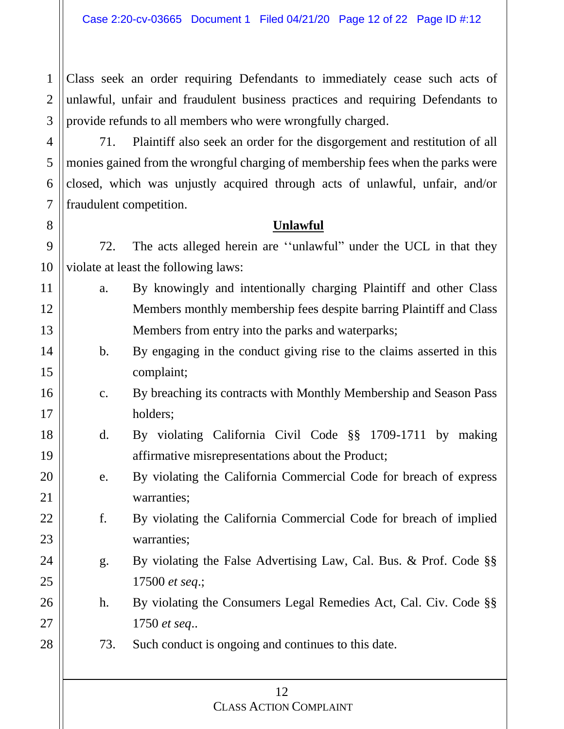Class seek an order requiring Defendants to immediately cease such acts of unlawful, unfair and fraudulent business practices and requiring Defendants to provide refunds to all members who were wrongfully charged.

71. Plaintiff also seek an order for the disgorgement and restitution of all monies gained from the wrongful charging of membership fees when the parks were closed, which was unjustly acquired through acts of unlawful, unfair, and/or fraudulent competition.

**Unlawful**

72. The acts alleged herein are ‘‘unlawful” under the UCL in that they violate at least the following laws:

a. By knowingly and intentionally charging Plaintiff and other Class Members monthly membership fees despite barring Plaintiff and Class Members from entry into the parks and waterparks;

b. By engaging in the conduct giving rise to the claims asserted in this complaint;

c. By breaching its contracts with Monthly Membership and Season Pass holders;

d. By violating California Civil Code §§ 1709-1711 by making affirmative misrepresentations about the Product;

e. By violating the California Commercial Code for breach of express warranties;

f. By violating the California Commercial Code for breach of implied warranties;

g. By violating the False Advertising Law, Cal. Bus. & Prof. Code §§ 17500 *et seq*.;

h. By violating the Consumers Legal Remedies Act, Cal. Civ. Code §§ 1750 *et seq*..

73. Such conduct is ongoing and continues to this date.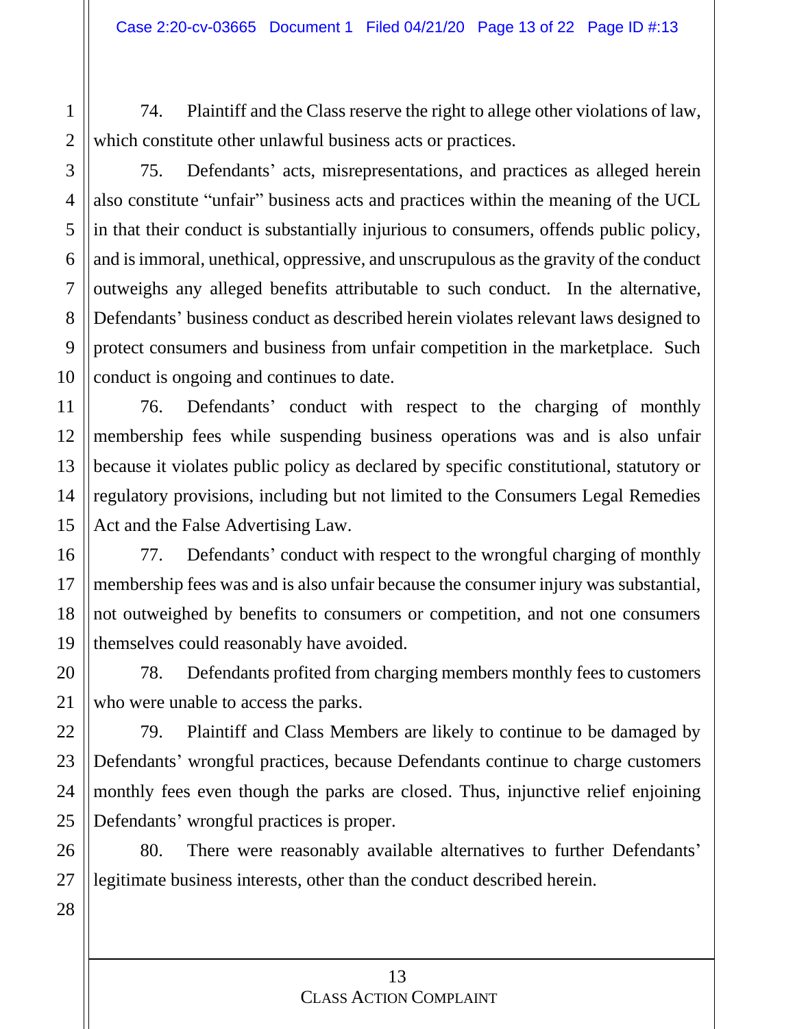74. Plaintiff and the Class reserve the right to allege other violations of law, which constitute other unlawful business acts or practices.

75. Defendants' acts, misrepresentations, and practices as alleged herein also constitute "unfair" business acts and practices within the meaning of the UCL in that their conduct is substantially injurious to consumers, offends public policy, and is immoral, unethical, oppressive, and unscrupulous as the gravity of the conduct outweighs any alleged benefits attributable to such conduct. In the alternative, Defendants' business conduct as described herein violates relevant laws designed to protect consumers and business from unfair competition in the marketplace. Such conduct is ongoing and continues to date.

76. Defendants' conduct with respect to the charging of monthly membership fees while suspending business operations was and is also unfair because it violates public policy as declared by specific constitutional, statutory or regulatory provisions, including but not limited to the Consumers Legal Remedies Act and the False Advertising Law.

77. Defendants' conduct with respect to the wrongful charging of monthly membership fees was and is also unfair because the consumer injury was substantial, not outweighed by benefits to consumers or competition, and not one consumers themselves could reasonably have avoided.

78. Defendants profited from charging members monthly fees to customers who were unable to access the parks.

79. Plaintiff and Class Members are likely to continue to be damaged by Defendants' wrongful practices, because Defendants continue to charge customers monthly fees even though the parks are closed. Thus, injunctive relief enjoining Defendants' wrongful practices is proper.

80. There were reasonably available alternatives to further Defendants' legitimate business interests, other than the conduct described herein.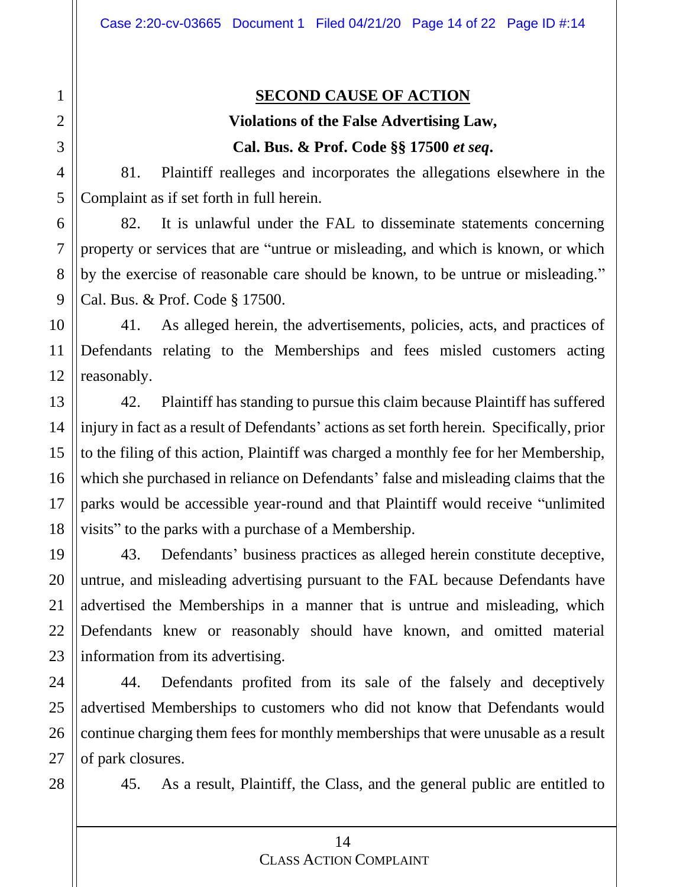**SECOND CAUSE OF ACTION**

**Violations of the False Advertising Law,**

**Cal. Bus. & Prof. Code §§ 17500 *et seq*.**

81. Plaintiff realleges and incorporates the allegations elsewhere in the Complaint as if set forth in full herein.

82. It is unlawful under the FAL to disseminate statements concerning property or services that are "untrue or misleading, and which is known, or which by the exercise of reasonable care should be known, to be untrue or misleading." Cal. Bus. & Prof. Code § 17500.

41. As alleged herein, the advertisements, policies, acts, and practices of Defendants relating to the Memberships and fees misled customers acting reasonably.

42. Plaintiff has standing to pursue this claim because Plaintiff has suffered injury in fact as a result of Defendants' actions as set forth herein. Specifically, prior to the filing of this action, Plaintiff was charged a monthly fee for her Membership, which she purchased in reliance on Defendants' false and misleading claims that the parks would be accessible year-round and that Plaintiff would receive "unlimited visits" to the parks with a purchase of a Membership.

43. Defendants' business practices as alleged herein constitute deceptive, untrue, and misleading advertising pursuant to the FAL because Defendants have advertised the Memberships in a manner that is untrue and misleading, which Defendants knew or reasonably should have known, and omitted material information from its advertising.

44. Defendants profited from its sale of the falsely and deceptively advertised Memberships to customers who did not know that Defendants would continue charging them fees for monthly memberships that were unusable as a result of park closures.

45. As a result, Plaintiff, the Class, and the general public are entitled to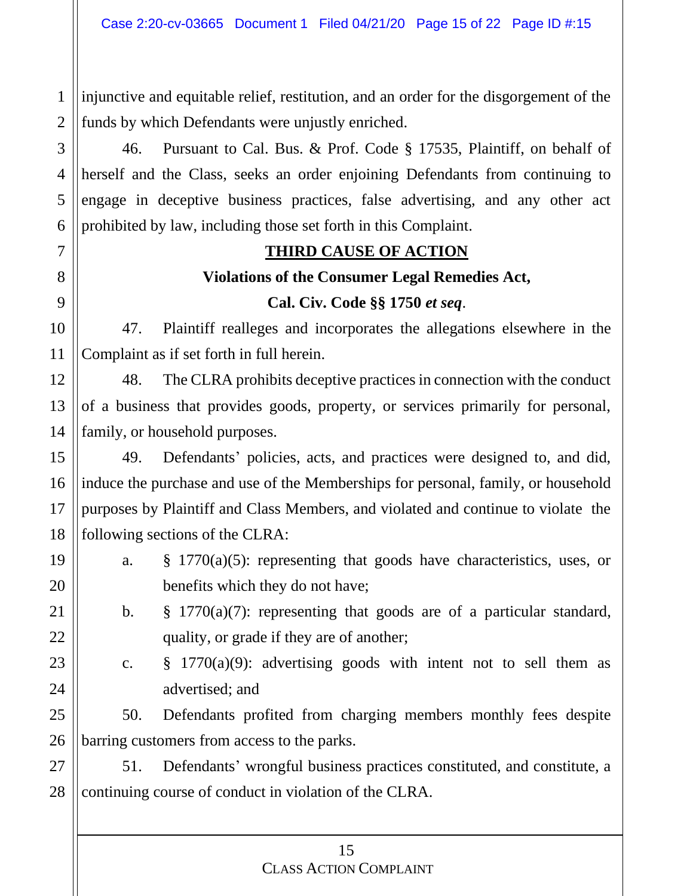injunctive and equitable relief, restitution, and an order for the disgorgement of the funds by which Defendants were unjustly enriched.

46. Pursuant to Cal. Bus. & Prof. Code § 17535, Plaintiff, on behalf of herself and the Class, seeks an order enjoining Defendants from continuing to engage in deceptive business practices, false advertising, and any other act prohibited by law, including those set forth in this Complaint.

**THIRD CAUSE OF ACTION**

**Violations of the Consumer Legal Remedies Act,**

**Cal. Civ. Code §§ 1750 *et seq*.**

47. Plaintiff realleges and incorporates the allegations elsewhere in the Complaint as if set forth in full herein.

48. The CLRA prohibits deceptive practices in connection with the conduct of a business that provides goods, property, or services primarily for personal, family, or household purposes.

49. Defendants' policies, acts, and practices were designed to, and did, induce the purchase and use of the Memberships for personal, family, or household purposes by Plaintiff and Class Members, and violated and continue to violate the following sections of the CLRA:

a. § 1770(a)(5): representing that goods have characteristics, uses, or benefits which they do not have;

b. § 1770(a)(7): representing that goods are of a particular standard, quality, or grade if they are of another;

c. § 1770(a)(9): advertising goods with intent not to sell them as advertised; and

50. Defendants profited from charging members monthly fees despite barring customers from access to the parks.

51. Defendants' wrongful business practices constituted, and constitute, a continuing course of conduct in violation of the CLRA.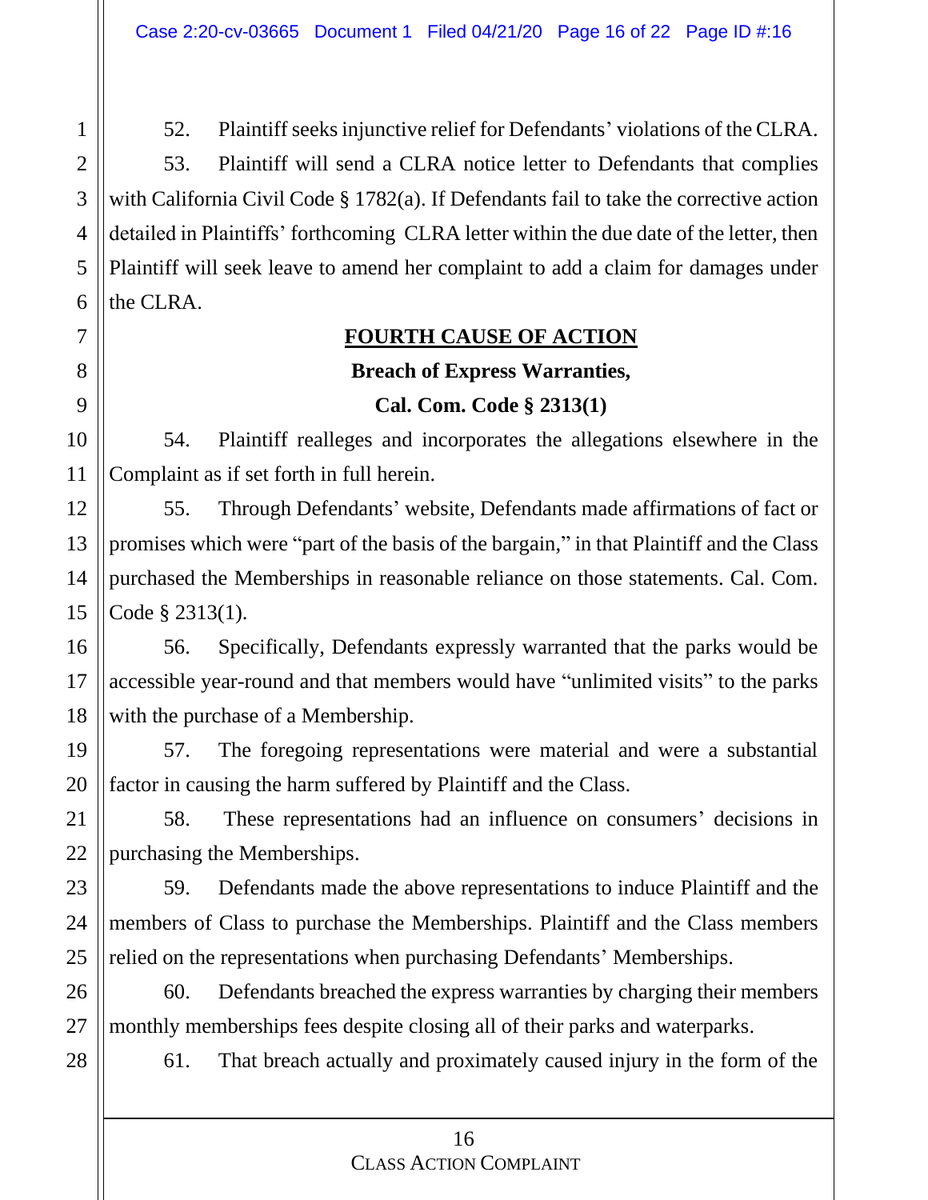52. Plaintiff seeks injunctive relief for Defendants' violations of the CLRA.

53. Plaintiff will send a CLRA notice letter to Defendants that complies with California Civil Code § 1782(a). If Defendants fail to take the corrective action detailed in Plaintiffs' forthcoming CLRA letter within the due date of the letter, then Plaintiff will seek leave to amend her complaint to add a claim for damages under the CLRA.

## FOURTH CAUSE OF ACTION

### Breach of Express Warranties, Cal. Com. Code § 2313(1)

54. Plaintiff realleges and incorporates the allegations elsewhere in the Complaint as if set forth in full herein.

55. Through Defendants' website, Defendants made affirmations of fact or promises which were "part of the basis of the bargain," in that Plaintiff and the Class purchased the Memberships in reasonable reliance on those statements. Cal. Com. Code § 2313(1).

56. Specifically, Defendants expressly warranted that the parks would be accessible year-round and that members would have "unlimited visits" to the parks with the purchase of a Membership.

57. The foregoing representations were material and were a substantial factor in causing the harm suffered by Plaintiff and the Class.

58. These representations had an influence on consumers' decisions in purchasing the Memberships.

59. Defendants made the above representations to induce Plaintiff and the members of Class to purchase the Memberships. Plaintiff and the Class members relied on the representations when purchasing Defendants' Memberships.

60. Defendants breached the express warranties by charging their members monthly memberships fees despite closing all of their parks and waterparks.

61. That breach actually and proximately caused injury in the form of the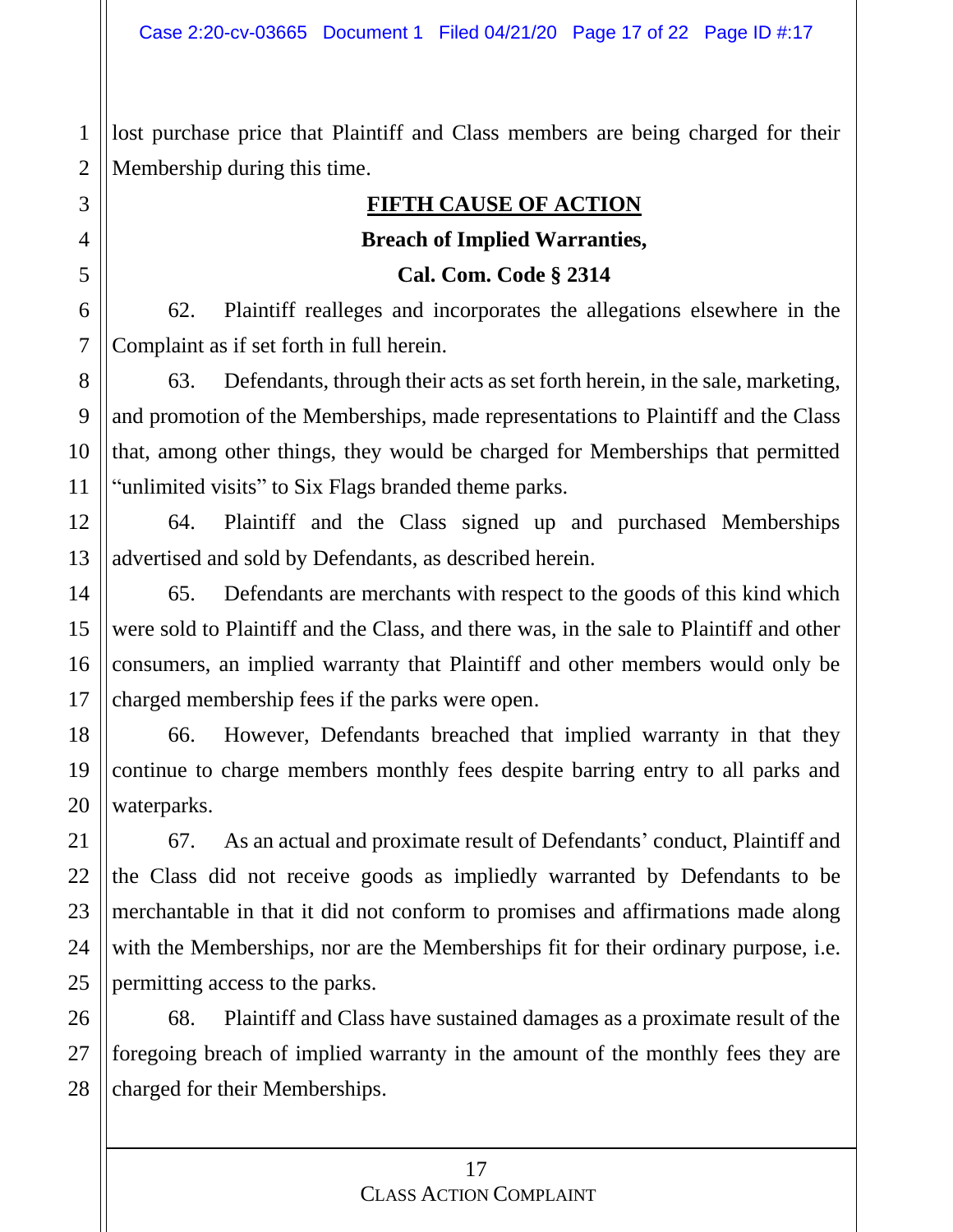lost purchase price that Plaintiff and Class members are being charged for their Membership during this time.

**FIFTH CAUSE OF ACTION**

**Breach of Implied Warranties,**

**Cal. Com. Code § 2314**

62. Plaintiff realleges and incorporates the allegations elsewhere in the Complaint as if set forth in full herein.

63. Defendants, through their acts as set forth herein, in the sale, marketing, and promotion of the Memberships, made representations to Plaintiff and the Class that, among other things, they would be charged for Memberships that permitted "unlimited visits" to Six Flags branded theme parks.

64. Plaintiff and the Class signed up and purchased Memberships advertised and sold by Defendants, as described herein.

65. Defendants are merchants with respect to the goods of this kind which were sold to Plaintiff and the Class, and there was, in the sale to Plaintiff and other consumers, an implied warranty that Plaintiff and other members would only be charged membership fees if the parks were open.

66. However, Defendants breached that implied warranty in that they continue to charge members monthly fees despite barring entry to all parks and waterparks.

67. As an actual and proximate result of Defendants' conduct, Plaintiff and the Class did not receive goods as impliedly warranted by Defendants to be merchantable in that it did not conform to promises and affirmations made along with the Memberships, nor are the Memberships fit for their ordinary purpose, i.e. permitting access to the parks.

68. Plaintiff and Class have sustained damages as a proximate result of the foregoing breach of implied warranty in the amount of the monthly fees they are charged for their Memberships.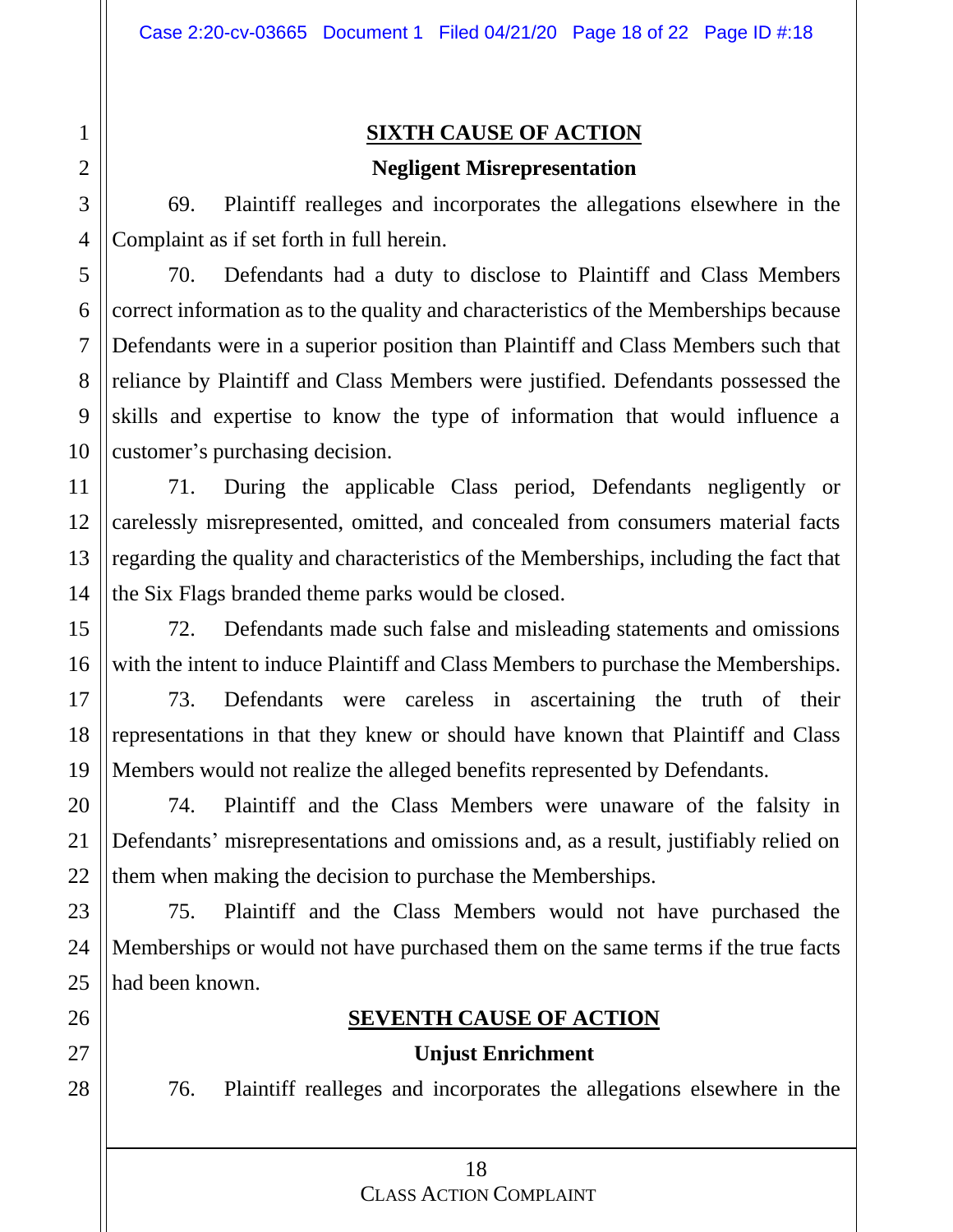## SIXTH CAUSE OF ACTION

### Negligent Misrepresentation

69. Plaintiff realleges and incorporates the allegations elsewhere in the Complaint as if set forth in full herein.

70. Defendants had a duty to disclose to Plaintiff and Class Members correct information as to the quality and characteristics of the Memberships because Defendants were in a superior position than Plaintiff and Class Members such that reliance by Plaintiff and Class Members were justified. Defendants possessed the skills and expertise to know the type of information that would influence a customer's purchasing decision.

71. During the applicable Class period, Defendants negligently or carelessly misrepresented, omitted, and concealed from consumers material facts regarding the quality and characteristics of the Memberships, including the fact that the Six Flags branded theme parks would be closed.

72. Defendants made such false and misleading statements and omissions with the intent to induce Plaintiff and Class Members to purchase the Memberships.

73. Defendants were careless in ascertaining the truth of their representations in that they knew or should have known that Plaintiff and Class Members would not realize the alleged benefits represented by Defendants.

74. Plaintiff and the Class Members were unaware of the falsity in Defendants' misrepresentations and omissions and, as a result, justifiably relied on them when making the decision to purchase the Memberships.

75. Plaintiff and the Class Members would not have purchased the Memberships or would not have purchased them on the same terms if the true facts had been known.

## SEVENTH CAUSE OF ACTION

### Unjust Enrichment

76. Plaintiff realleges and incorporates the allegations elsewhere in the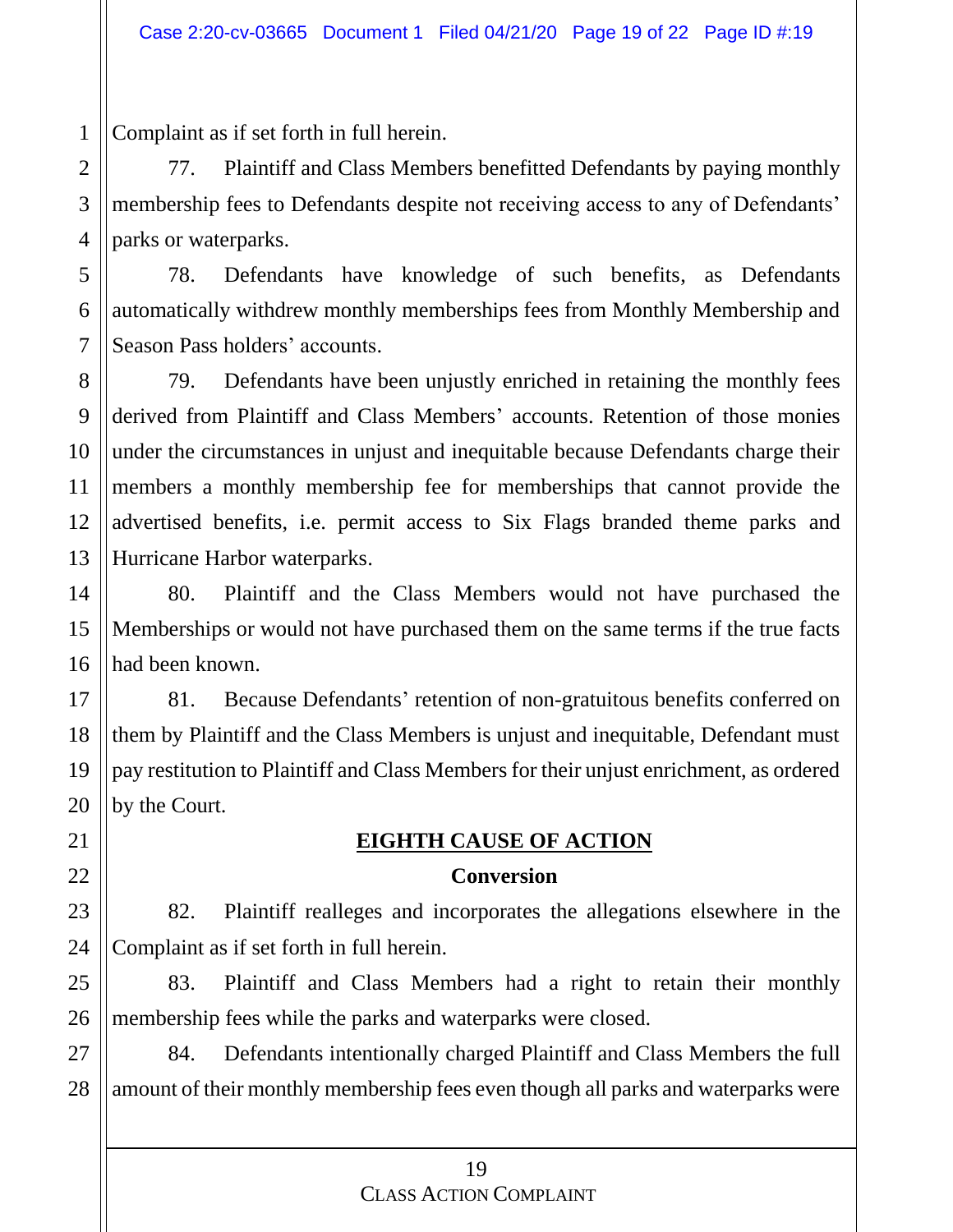Complaint as if set forth in full herein.

77. Plaintiff and Class Members benefitted Defendants by paying monthly membership fees to Defendants despite not receiving access to any of Defendants' parks or waterparks.

78. Defendants have knowledge of such benefits, as Defendants automatically withdrew monthly memberships fees from Monthly Membership and Season Pass holders' accounts.

79. Defendants have been unjustly enriched in retaining the monthly fees derived from Plaintiff and Class Members' accounts. Retention of those monies under the circumstances in unjust and inequitable because Defendants charge their members a monthly membership fee for memberships that cannot provide the advertised benefits, i.e. permit access to Six Flags branded theme parks and Hurricane Harbor waterparks.

80. Plaintiff and the Class Members would not have purchased the Memberships or would not have purchased them on the same terms if the true facts had been known.

81. Because Defendants' retention of non-gratuitous benefits conferred on them by Plaintiff and the Class Members is unjust and inequitable, Defendant must pay restitution to Plaintiff and Class Members for their unjust enrichment, as ordered by the Court.

## EIGHTH CAUSE OF ACTION

### Conversion

82. Plaintiff realleges and incorporates the allegations elsewhere in the Complaint as if set forth in full herein.

83. Plaintiff and Class Members had a right to retain their monthly membership fees while the parks and waterparks were closed.

84. Defendants intentionally charged Plaintiff and Class Members the full amount of their monthly membership fees even though all parks and waterparks were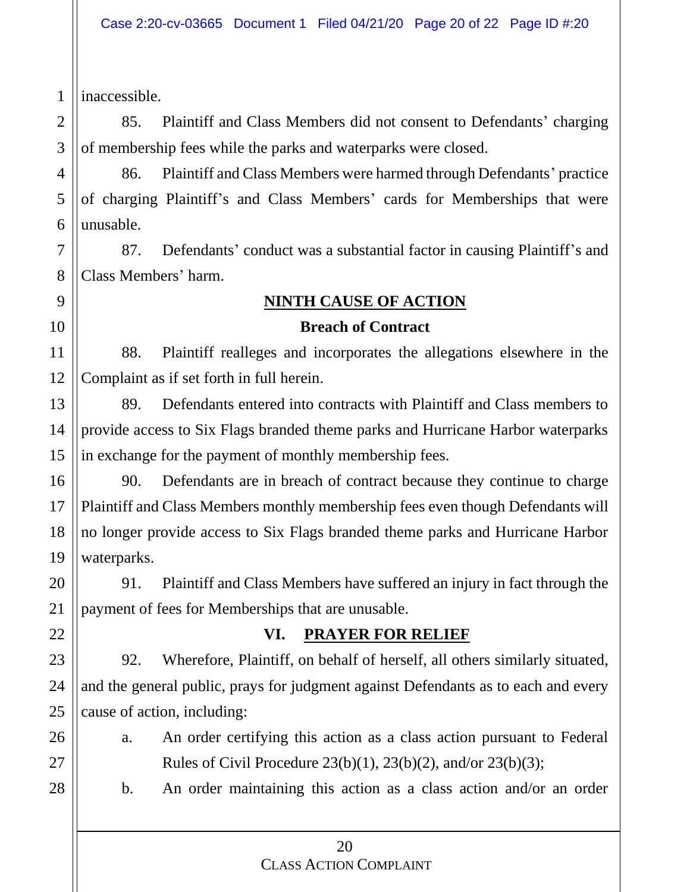inaccessible.

85. Plaintiff and Class Members did not consent to Defendants' charging of membership fees while the parks and waterparks were closed.

86. Plaintiff and Class Members were harmed through Defendants' practice of charging Plaintiff's and Class Members' cards for Memberships that were unusable.

87. Defendants' conduct was a substantial factor in causing Plaintiff's and Class Members' harm.

## NINTH CAUSE OF ACTION

### Breach of Contract

88. Plaintiff realleges and incorporates the allegations elsewhere in the Complaint as if set forth in full herein.

89. Defendants entered into contracts with Plaintiff and Class members to provide access to Six Flags branded theme parks and Hurricane Harbor waterparks in exchange for the payment of monthly membership fees.

90. Defendants are in breach of contract because they continue to charge Plaintiff and Class Members monthly membership fees even though Defendants will no longer provide access to Six Flags branded theme parks and Hurricane Harbor waterparks.

91. Plaintiff and Class Members have suffered an injury in fact through the payment of fees for Memberships that are unusable.

## VI. PRAYER FOR RELIEF

92. Wherefore, Plaintiff, on behalf of herself, all others similarly situated, and the general public, prays for judgment against Defendants as to each and every cause of action, including:

a. An order certifying this action as a class action pursuant to Federal Rules of Civil Procedure 23(b)(1), 23(b)(2), and/or 23(b)(3);

b. An order maintaining this action as a class action and/or an order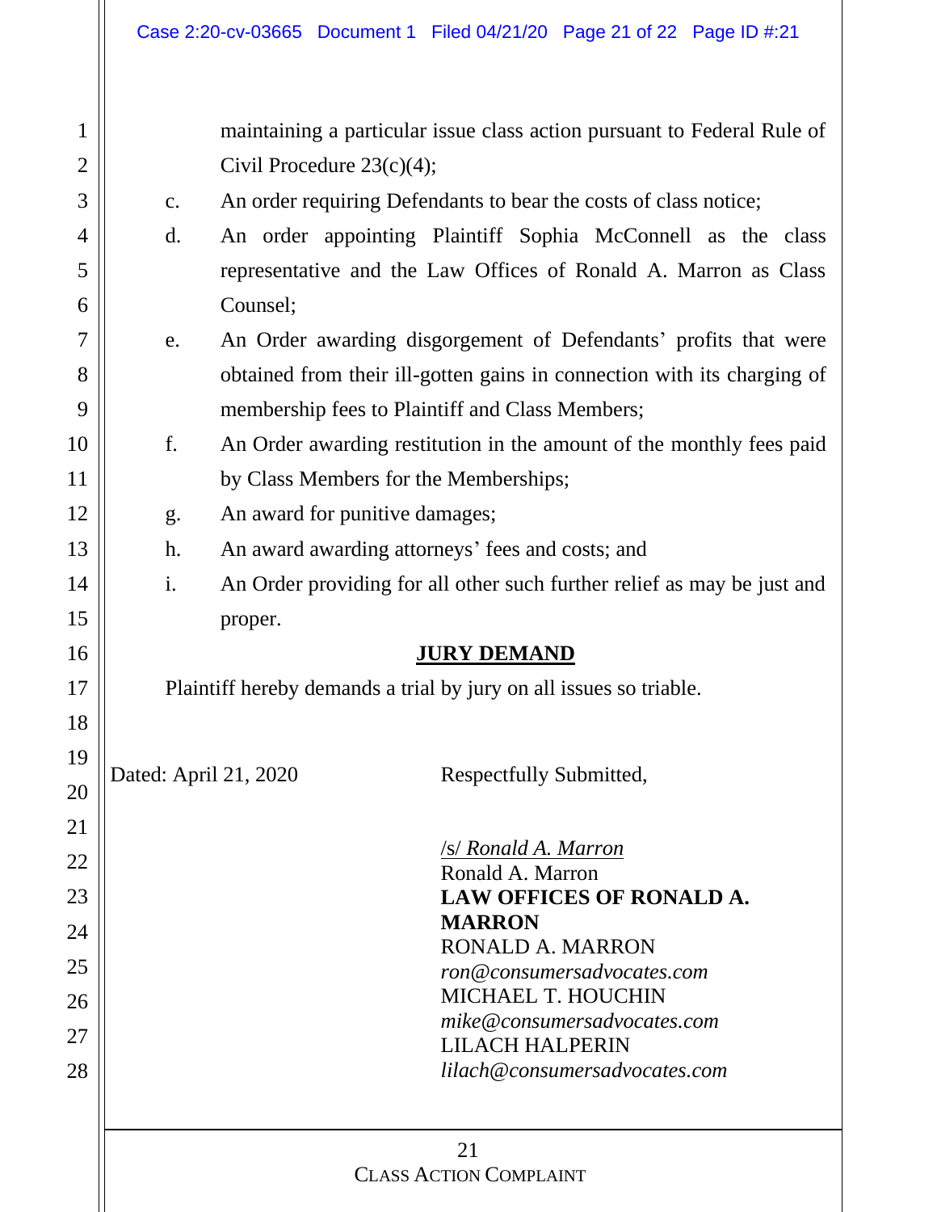maintaining a particular issue class action pursuant to Federal Rule of Civil Procedure 23(c)(4);

c. An order requiring Defendants to bear the costs of class notice;

d. An order appointing Plaintiff Sophia McConnell as the class representative and the Law Offices of Ronald A. Marron as Class Counsel;

e. An Order awarding disgorgement of Defendants' profits that were obtained from their ill-gotten gains in connection with its charging of membership fees to Plaintiff and Class Members;

f. An Order awarding restitution in the amount of the monthly fees paid by Class Members for the Memberships;

g. An award for punitive damages;

h. An award awarding attorneys' fees and costs; and

i. An Order providing for all other such further relief as may be just and proper.

## JURY DEMAND

Plaintiff hereby demands a trial by jury on all issues so triable.

Dated: April 21, 2020

Respectfully Submitted,

/s/ *Ronald A. Marron*
Ronald A. Marron
**LAW OFFICES OF RONALD A. MARRON**
RONALD A. MARRON
*ron@consumersadvocates.com*
MICHAEL T. HOUCHIN
*mike@consumersadvocates.com*
LILACH HALPERIN
*lilach@consumersadvocates.com*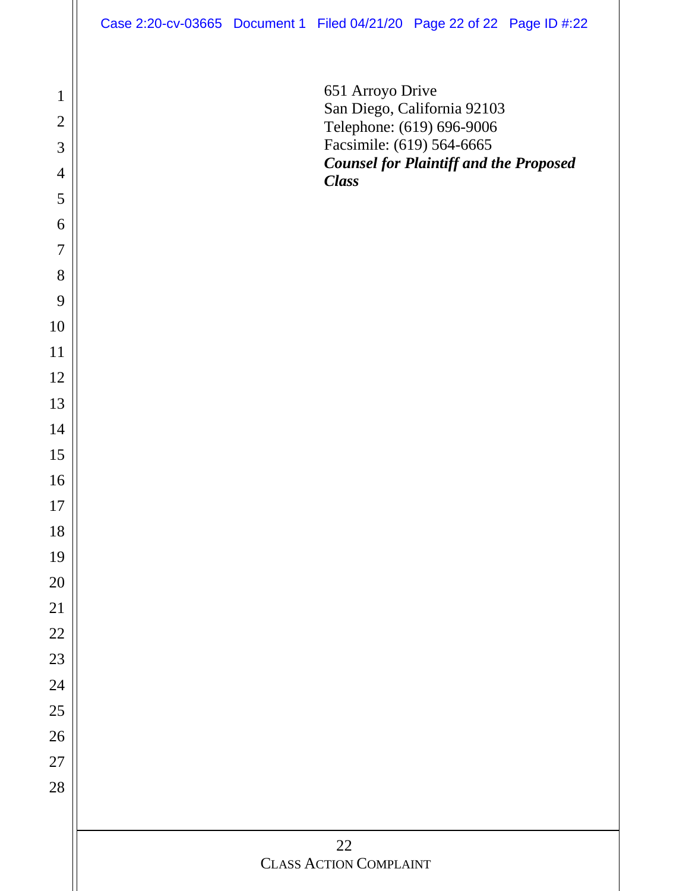651 Arroyo Drive
San Diego, California 92103
Telephone: (619) 696-9006
Facsimile: (619) 564-6665
***Counsel for Plaintiff and the Proposed Class***